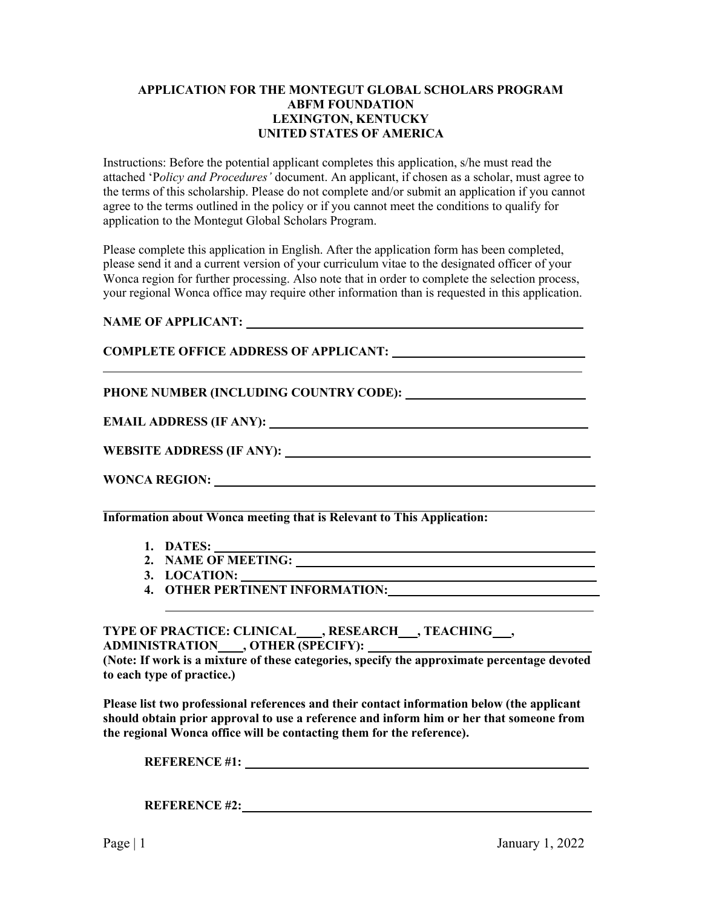**APPLICATION FOR THE MONTEGUT GLOBAL SCHOLARS PROGRAM**
**ABFM FOUNDATION**
**LEXINGTON, KENTUCKY**
**UNITED STATES OF AMERICA**

Instructions: Before the potential applicant completes this application, s/he must read the attached 'P*olicy and Procedures'* document. An applicant, if chosen as a scholar, must agree to the terms of this scholarship. Please do not complete and/or submit an application if you cannot agree to the terms outlined in the policy or if you cannot meet the conditions to qualify for application to the Montegut Global Scholars Program.

Please complete this application in English. After the application form has been completed, please send it and a current version of your curriculum vitae to the designated officer of your Wonca region for further processing. Also note that in order to complete the selection process, your regional Wonca office may require other information than is requested in this application.

**NAME OF APPLICANT:** ______________________________

**COMPLETE OFFICE ADDRESS OF APPLICANT:** ______________________________

______________________________

**PHONE NUMBER (INCLUDING COUNTRY CODE):** ______________________________

**EMAIL ADDRESS (IF ANY):** ______________________________

**WEBSITE ADDRESS (IF ANY):** ______________________________

**WONCA REGION:** ______________________________

**Information about Wonca meeting that is Relevant to This Application:**

1. **DATES:** ______________________________
2. **NAME OF MEETING:** ______________________________
3. **LOCATION:** ______________________________
4. **OTHER PERTINENT INFORMATION:** ______________________________

______________________________

**TYPE OF PRACTICE: CLINICAL \_\_\_\_, RESEARCH \_\_\_, TEACHING \_\_\_, ADMINISTRATION \_\_\_\_, OTHER (SPECIFY):** ______________________________
**(Note: If work is a mixture of these categories, specify the approximate percentage devoted to each type of practice.)**

**Please list two professional references and their contact information below (the applicant should obtain prior approval to use a reference and inform him or her that someone from the regional Wonca office will be contacting them for the reference).**

**REFERENCE #1:** ______________________________

**REFERENCE #2:** ______________________________

January 1, 2022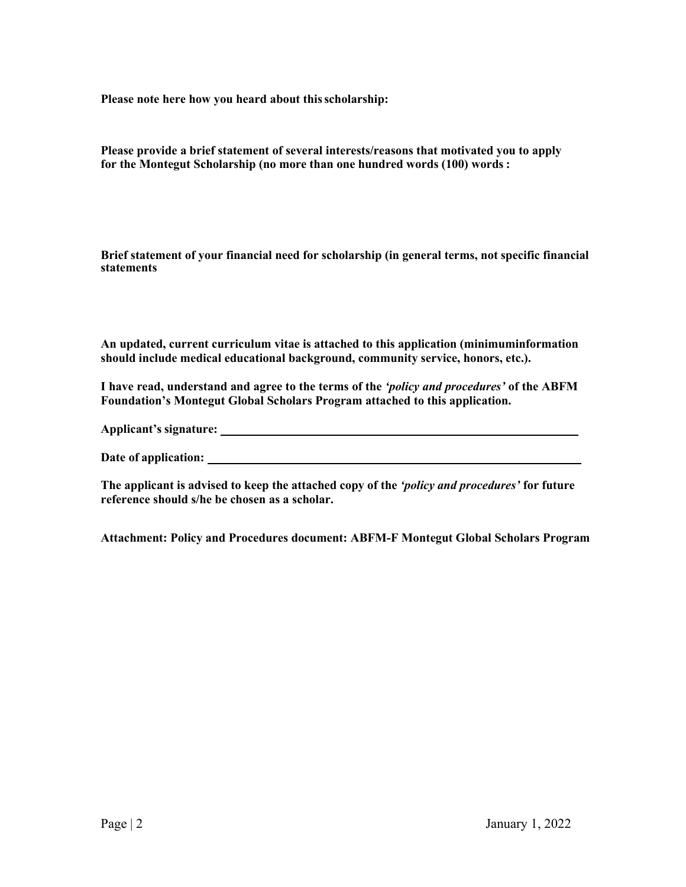**Please note here how you heard about this scholarship:**

**Please provide a brief statement of several interests/reasons that motivated you to apply for the Montegut Scholarship (no more than one hundred words (100) words :**

**Brief statement of your financial need for scholarship (in general terms, not specific financial statements**

**An updated, current curriculum vitae is attached to this application (minimuminformation should include medical educational background, community service, honors, etc.).**

**I have read, understand and agree to the terms of the *'policy and procedures'* of the ABFM Foundation's Montegut Global Scholars Program attached to this application.**

**Applicant's signature:** ______________________________

**Date of application:** ______________________________

**The applicant is advised to keep the attached copy of the *'policy and procedures'* for future reference should s/he be chosen as a scholar.**

**Attachment: Policy and Procedures document: ABFM-F Montegut Global Scholars Program**

January 1, 2022